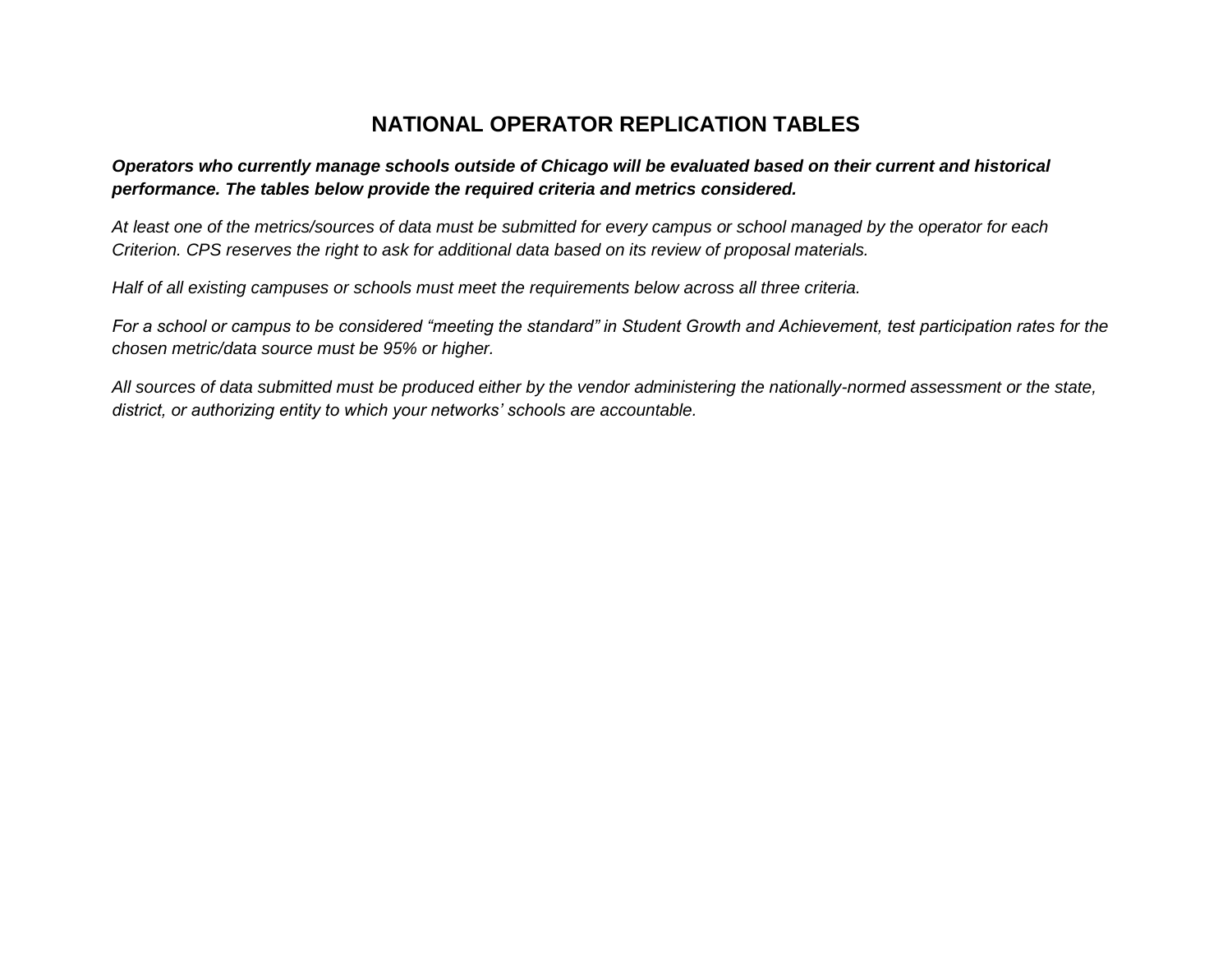# NATIONAL OPERATOR REPLICATION TABLES

***Operators who currently manage schools outside of Chicago will be evaluated based on their current and historical performance. The tables below provide the required criteria and metrics considered.***

*At least one of the metrics/sources of data must be submitted for every campus or school managed by the operator for each Criterion. CPS reserves the right to ask for additional data based on its review of proposal materials.*

*Half of all existing campuses or schools must meet the requirements below across all three criteria.*

*For a school or campus to be considered "meeting the standard" in Student Growth and Achievement, test participation rates for the chosen metric/data source must be 95% or higher.*

*All sources of data submitted must be produced either by the vendor administering the nationally-normed assessment or the state, district, or authorizing entity to which your networks' schools are accountable.*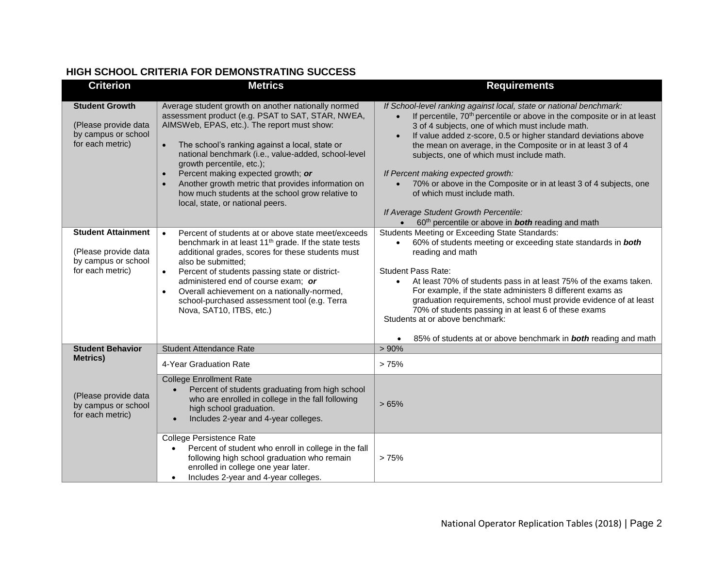## HIGH SCHOOL CRITERIA FOR DEMONSTRATING SUCCESS

| Criterion | Metrics | Requirements |
|---|---|---|
| **Student Growth**<br><br>(Please provide data by campus or school for each metric) | Average student growth on another nationally normed assessment product (e.g. PSAT to SAT, STAR, NWEA, AIMSWeb, EPAS, etc.). The report must show:<br><br>• The school's ranking against a local, state or national benchmark (i.e., value-added, school-level growth percentile, etc.);<br>• Percent making expected growth; ***or***<br>• Another growth metric that provides information on how much students at the school grow relative to local, state, or national peers. | *If School-level ranking against local, state or national benchmark:*<br>• If percentile, 70th percentile or above in the composite or in at least 3 of 4 subjects, one of which must include math.<br>• If value added z-score, 0.5 or higher standard deviations above the mean on average, in the Composite or in at least 3 of 4 subjects, one of which must include math.<br><br>*If Percent making expected growth:*<br>• 70% or above in the Composite or in at least 3 of 4 subjects, one of which must include math.<br><br>*If Average Student Growth Percentile:*<br>• 60th percentile or above in ***both*** reading and math |
| **Student Attainment**<br><br>(Please provide data by campus or school for each metric) | • Percent of students at or above state meet/exceeds benchmark in at least 11th grade. If the state tests additional grades, scores for these students must also be submitted;<br>• Percent of students passing state or district-administered end of course exam; ***or***<br>• Overall achievement on a nationally-normed, school-purchased assessment tool (e.g. Terra Nova, SAT10, ITBS, etc.) | Students Meeting or Exceeding State Standards:<br>• 60% of students meeting or exceeding state standards in ***both*** reading and math<br><br>Student Pass Rate:<br>• At least 70% of students pass in at least 75% of the exams taken. For example, if the state administers 8 different exams as graduation requirements, school must provide evidence of at least 70% of students passing in at least 6 of these exams<br><br>Students at or above benchmark:<br>• 85% of students at or above benchmark in ***both*** reading and math |
| **Student Behavior Metrics)**<br><br>(Please provide data by campus or school for each metric) | Student Attendance Rate | > 90% |
| | 4-Year Graduation Rate | > 75% |
| | College Enrollment Rate<br>• Percent of students graduating from high school who are enrolled in college in the fall following high school graduation.<br>• Includes 2-year and 4-year colleges. | > 65% |
| | College Persistence Rate<br>• Percent of student who enroll in college in the fall following high school graduation who remain enrolled in college one year later.<br>• Includes 2-year and 4-year colleges. | > 75% |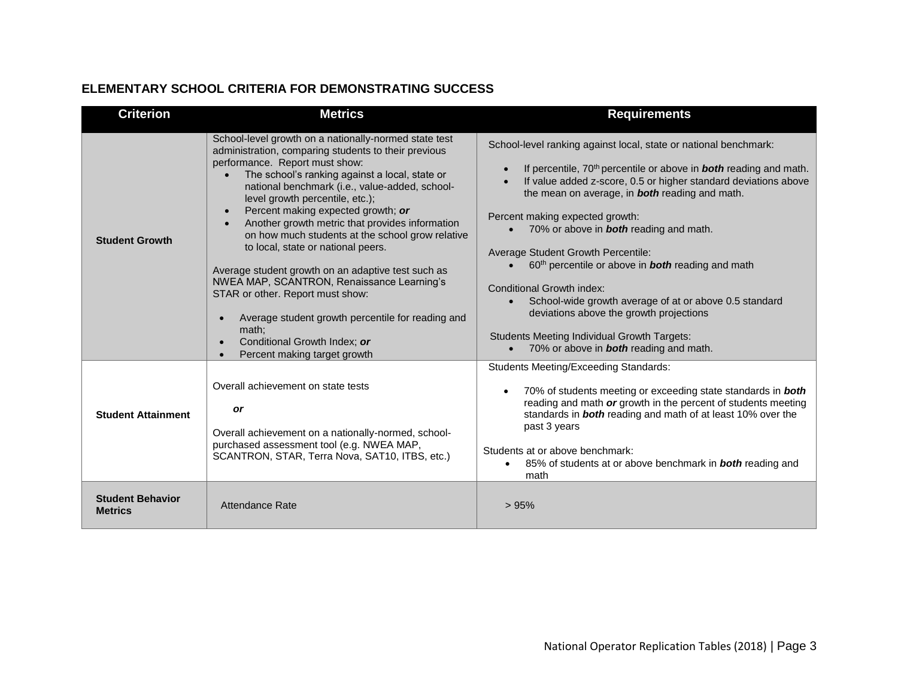## ELEMENTARY SCHOOL CRITERIA FOR DEMONSTRATING SUCCESS

| Criterion | Metrics | Requirements |
|---|---|---|
| **Student Growth** | School-level growth on a nationally-normed state test administration, comparing students to their previous performance. Report must show: <br>• The school's ranking against a local, state or national benchmark (i.e., value-added, school-level growth percentile, etc.); <br>• Percent making expected growth; ***or*** <br>• Another growth metric that provides information on how much students at the school grow relative to local, state or national peers. <br><br>Average student growth on an adaptive test such as NWEA MAP, SCANTRON, Renaissance Learning's STAR or other. Report must show: <br>• Average student growth percentile for reading and math; <br>• Conditional Growth Index; ***or*** <br>• Percent making target growth | School-level ranking against local, state or national benchmark: <br>• If percentile, 70th percentile or above in ***both*** reading and math. <br>• If value added z-score, 0.5 or higher standard deviations above the mean on average, in ***both*** reading and math. <br><br>Percent making expected growth: <br>• 70% or above in ***both*** reading and math. <br><br>Average Student Growth Percentile: <br>• 60th percentile or above in ***both*** reading and math <br><br>Conditional Growth index: <br>• School-wide growth average of at or above 0.5 standard deviations above the growth projections <br><br>Students Meeting Individual Growth Targets: <br>• 70% or above in ***both*** reading and math. |
| **Student Attainment** | Overall achievement on state tests <br><br>***or*** <br><br>Overall achievement on a nationally-normed, school-purchased assessment tool (e.g. NWEA MAP, SCANTRON, STAR, Terra Nova, SAT10, ITBS, etc.) | Students Meeting/Exceeding Standards: <br>• 70% of students meeting or exceeding state standards in ***both*** reading and math ***or*** growth in the percent of students meeting standards in ***both*** reading and math of at least 10% over the past 3 years <br><br>Students at or above benchmark: <br>• 85% of students at or above benchmark in ***both*** reading and math |
| **Student Behavior Metrics** | Attendance Rate | > 95% |